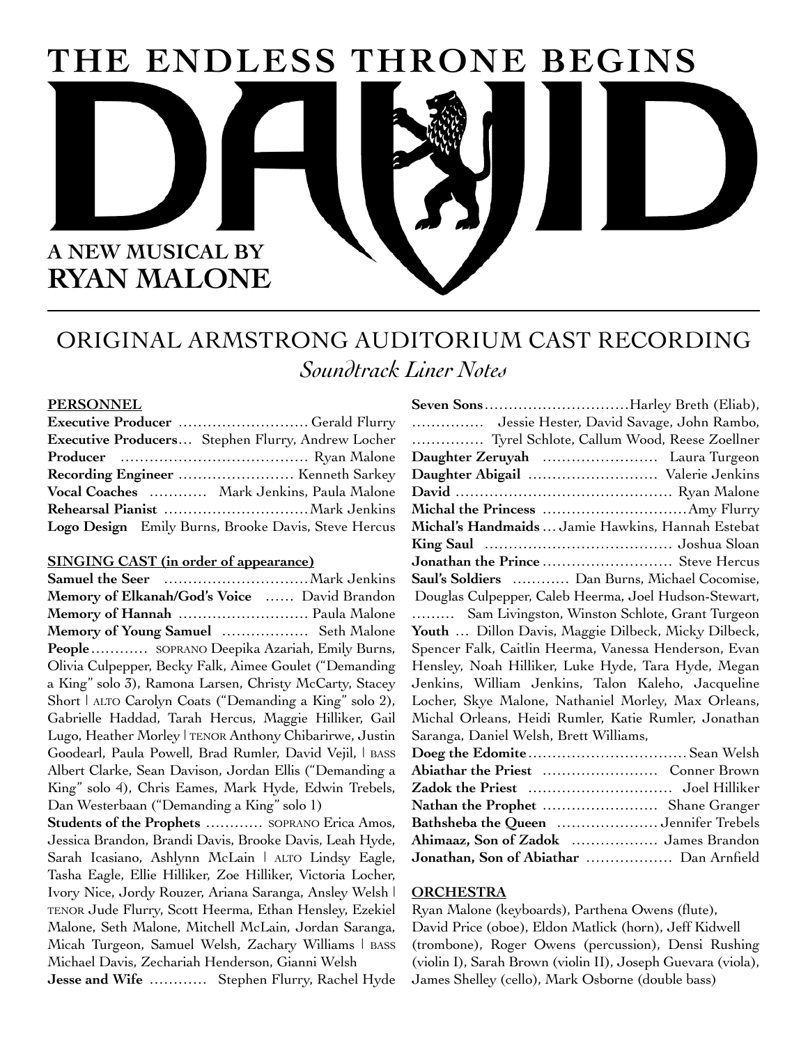# THE ENDLESS THRONE BEGINS

# DAVID

**A NEW MUSICAL BY**
**RYAN MALONE**

---

## ORIGINAL ARMSTRONG AUDITORIUM CAST RECORDING

*Soundtrack Liner Notes*

**PERSONNEL**

**Executive Producer** ............................ Gerald Flurry
**Executive Producers**... Stephen Flurry, Andrew Locher
**Producer** ........................................ Ryan Malone
**Recording Engineer** ......................... Kenneth Sarkey
**Vocal Coaches** ............ Mark Jenkins, Paula Malone
**Rehearsal Pianist** ...............................Mark Jenkins
**Logo Design** Emily Burns, Brooke Davis, Steve Hercus

**SINGING CAST (in order of appearance)**

**Samuel the Seer** ...............................Mark Jenkins
**Memory of Elkanah/God's Voice** ...... David Brandon
**Memory of Hannah** ........................... Paula Malone
**Memory of Young Samuel** .................. Seth Malone
**People**............ SOPRANO Deepika Azariah, Emily Burns, Olivia Culpepper, Becky Falk, Aimee Goulet ("Demanding a King" solo 3), Ramona Larsen, Christy McCarty, Stacey Short | ALTO Carolyn Coats ("Demanding a King" solo 2), Gabrielle Haddad, Tarah Hercus, Maggie Hilliker, Gail Lugo, Heather Morley | TENOR Anthony Chibarirwe, Justin Goodearl, Paula Powell, Brad Rumler, David Vejil, | BASS Albert Clarke, Sean Davison, Jordan Ellis ("Demanding a King" solo 4), Chris Eames, Mark Hyde, Edwin Trebels, Dan Westerbaan ("Demanding a King" solo 1)
**Students of the Prophets** ............ SOPRANO Erica Amos, Jessica Brandon, Brandi Davis, Brooke Davis, Leah Hyde, Sarah Icasiano, Ashlynn McLain | ALTO Lindsy Eagle, Tasha Eagle, Ellie Hilliker, Zoe Hilliker, Victoria Locher, Ivory Nice, Jordy Rouzer, Ariana Saranga, Ansley Welsh | TENOR Jude Flurry, Scott Heerma, Ethan Hensley, Ezekiel Malone, Seth Malone, Mitchell McLain, Jordan Saranga, Micah Turgeon, Samuel Welsh, Zachary Williams | BASS Michael Davis, Zechariah Henderson, Gianni Welsh
**Jesse and Wife** ............ Stephen Flurry, Rachel Hyde
**Seven Sons**..............................Harley Breth (Eliab), ............... Jessie Hester, David Savage, John Rambo, ............... Tyrel Schlote, Callum Wood, Reese Zoellner
**Daughter Zeruyah** ........................ Laura Turgeon
**Daughter Abigail** ........................... Valerie Jenkins
**David** ............................................. Ryan Malone
**Michal the Princess** .............................Amy Flurry
**Michal's Handmaids** ... Jamie Hawkins, Hannah Estebat
**King Saul** ....................................... Joshua Sloan
**Jonathan the Prince** ........................... Steve Hercus
**Saul's Soldiers** ............ Dan Burns, Michael Cocomise, Douglas Culpepper, Caleb Heerma, Joel Hudson-Stewart, ......... Sam Livingston, Winston Schlote, Grant Turgeon
**Youth** ... Dillon Davis, Maggie Dilbeck, Micky Dilbeck, Spencer Falk, Caitlin Heerma, Vanessa Henderson, Evan Hensley, Noah Hilliker, Luke Hyde, Tara Hyde, Megan Jenkins, William Jenkins, Talon Kaleho, Jacqueline Locher, Skye Malone, Nathaniel Morley, Max Orleans, Michal Orleans, Heidi Rumler, Katie Rumler, Jonathan Saranga, Daniel Welsh, Brett Williams,
**Doeg the Edomite**................................ Sean Welsh
**Abiathar the Priest** ........................ Conner Brown
**Zadok the Priest** .............................. Joel Hilliker
**Nathan the Prophet** ........................ Shane Granger
**Bathsheba the Queen** ..................... Jennifer Trebels
**Ahimaaz, Son of Zadok** .................. James Brandon
**Jonathan, Son of Abiathar** ................. Dan Arnfield

**ORCHESTRA**

Ryan Malone (keyboards), Parthena Owens (flute), David Price (oboe), Eldon Matlick (horn), Jeff Kidwell (trombone), Roger Owens (percussion), Densi Rushing (violin I), Sarah Brown (violin II), Joseph Guevara (viola), James Shelley (cello), Mark Osborne (double bass)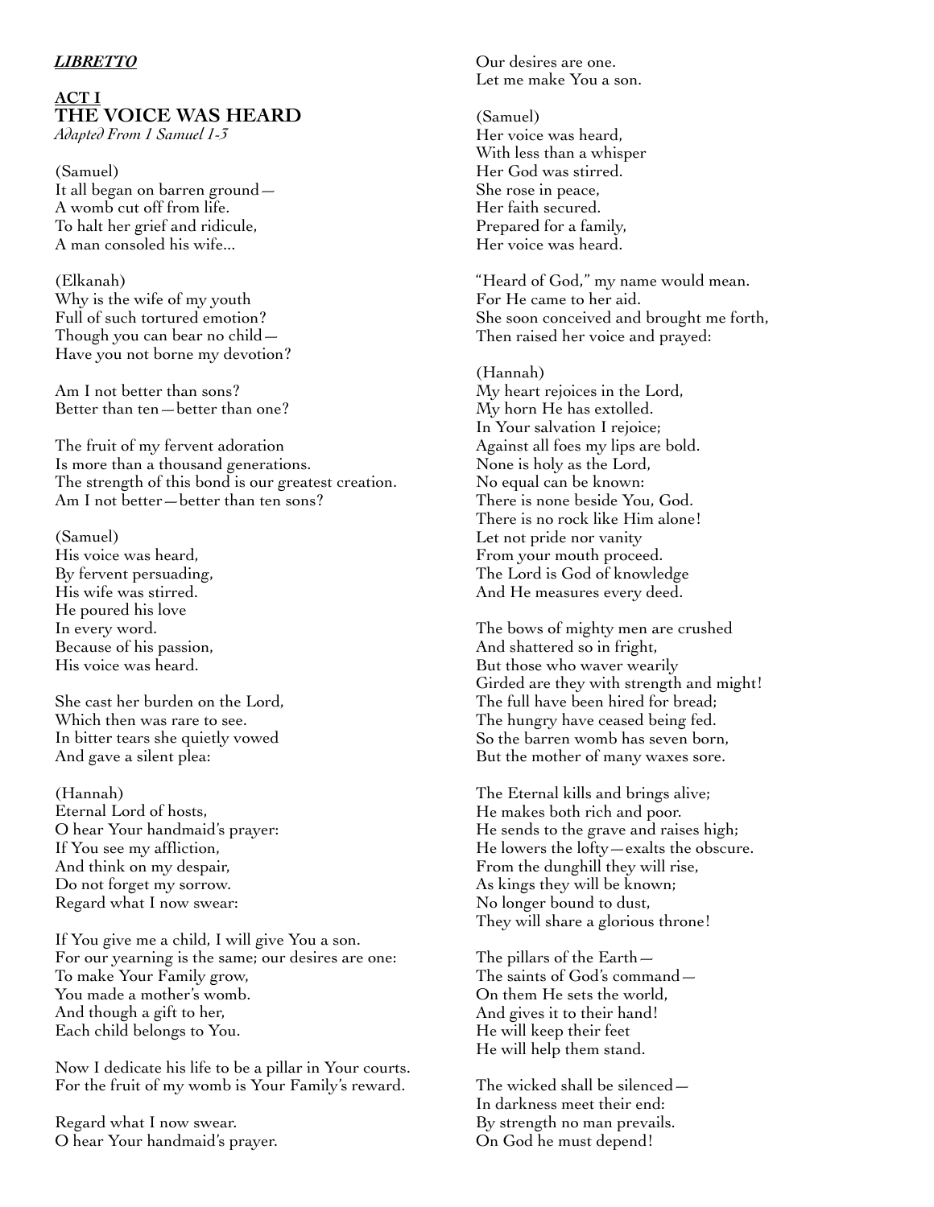***LIBRETTO***

**ACT I**
## THE VOICE WAS HEARD
*Adapted From 1 Samuel 1-3*

(Samuel)
It all began on barren ground—
A womb cut off from life.
To halt her grief and ridicule,
A man consoled his wife...

(Elkanah)
Why is the wife of my youth
Full of such tortured emotion?
Though you can bear no child—
Have you not borne my devotion?

Am I not better than sons?
Better than ten—better than one?

The fruit of my fervent adoration
Is more than a thousand generations.
The strength of this bond is our greatest creation.
Am I not better—better than ten sons?

(Samuel)
His voice was heard,
By fervent persuading,
His wife was stirred.
He poured his love
In every word.
Because of his passion,
His voice was heard.

She cast her burden on the Lord,
Which then was rare to see.
In bitter tears she quietly vowed
And gave a silent plea:

(Hannah)
Eternal Lord of hosts,
O hear Your handmaid's prayer:
If You see my affliction,
And think on my despair,
Do not forget my sorrow.
Regard what I now swear:

If You give me a child, I will give You a son.
For our yearning is the same; our desires are one:
To make Your Family grow,
You made a mother's womb.
And though a gift to her,
Each child belongs to You.

Now I dedicate his life to be a pillar in Your courts.
For the fruit of my womb is Your Family's reward.

Regard what I now swear.
O hear Your handmaid's prayer.
Our desires are one.
Let me make You a son.

(Samuel)
Her voice was heard,
With less than a whisper
Her God was stirred.
She rose in peace,
Her faith secured.
Prepared for a family,
Her voice was heard.

"Heard of God," my name would mean.
For He came to her aid.
She soon conceived and brought me forth,
Then raised her voice and prayed:

(Hannah)
My heart rejoices in the Lord,
My horn He has extolled.
In Your salvation I rejoice;
Against all foes my lips are bold.
None is holy as the Lord,
No equal can be known:
There is none beside You, God.
There is no rock like Him alone!
Let not pride nor vanity
From your mouth proceed.
The Lord is God of knowledge
And He measures every deed.

The bows of mighty men are crushed
And shattered so in fright,
But those who waver wearily
Girded are they with strength and might!
The full have been hired for bread;
The hungry have ceased being fed.
So the barren womb has seven born,
But the mother of many waxes sore.

The Eternal kills and brings alive;
He makes both rich and poor.
He sends to the grave and raises high;
He lowers the lofty—exalts the obscure.
From the dunghill they will rise,
As kings they will be known;
No longer bound to dust,
They will share a glorious throne!

The pillars of the Earth—
The saints of God's command—
On them He sets the world,
And gives it to their hand!
He will keep their feet
He will help them stand.

The wicked shall be silenced—
In darkness meet their end:
By strength no man prevails.
On God he must depend!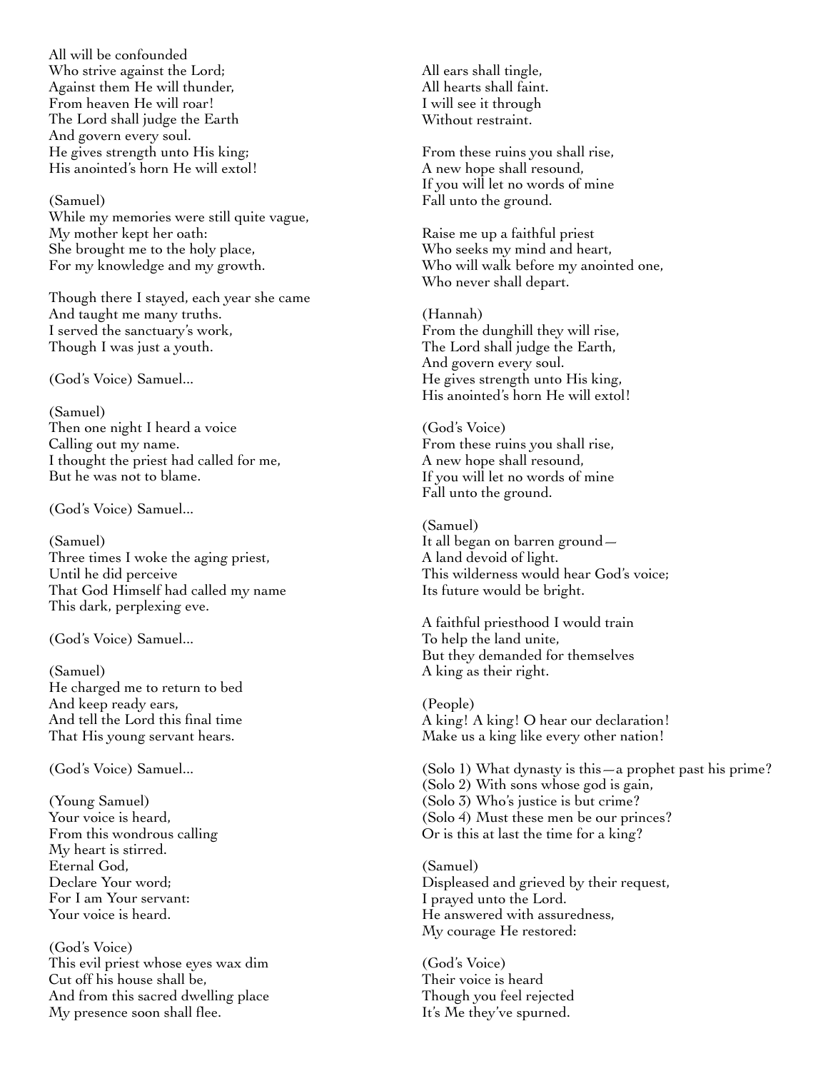All will be confounded
Who strive against the Lord;
Against them He will thunder,
From heaven He will roar!
The Lord shall judge the Earth
And govern every soul.
He gives strength unto His king;
His anointed's horn He will extol!

(Samuel)
While my memories were still quite vague,
My mother kept her oath:
She brought me to the holy place,
For my knowledge and my growth.

Though there I stayed, each year she came
And taught me many truths.
I served the sanctuary's work,
Though I was just a youth.

(God's Voice) Samuel...

(Samuel)
Then one night I heard a voice
Calling out my name.
I thought the priest had called for me,
But he was not to blame.

(God's Voice) Samuel...

(Samuel)
Three times I woke the aging priest,
Until he did perceive
That God Himself had called my name
This dark, perplexing eve.

(God's Voice) Samuel...

(Samuel)
He charged me to return to bed
And keep ready ears,
And tell the Lord this final time
That His young servant hears.

(God's Voice) Samuel...

(Young Samuel)
Your voice is heard,
From this wondrous calling
My heart is stirred.
Eternal God,
Declare Your word;
For I am Your servant:
Your voice is heard.

(God's Voice)
This evil priest whose eyes wax dim
Cut off his house shall be,
And from this sacred dwelling place
My presence soon shall flee.

All ears shall tingle,
All hearts shall faint.
I will see it through
Without restraint.

From these ruins you shall rise,
A new hope shall resound,
If you will let no words of mine
Fall unto the ground.

Raise me up a faithful priest
Who seeks my mind and heart,
Who will walk before my anointed one,
Who never shall depart.

(Hannah)
From the dunghill they will rise,
The Lord shall judge the Earth,
And govern every soul.
He gives strength unto His king,
His anointed's horn He will extol!

(God's Voice)
From these ruins you shall rise,
A new hope shall resound,
If you will let no words of mine
Fall unto the ground.

(Samuel)
It all began on barren ground—
A land devoid of light.
This wilderness would hear God's voice;
Its future would be bright.

A faithful priesthood I would train
To help the land unite,
But they demanded for themselves
A king as their right.

(People)
A king! A king! O hear our declaration!
Make us a king like every other nation!

(Solo 1) What dynasty is this—a prophet past his prime?
(Solo 2) With sons whose god is gain,
(Solo 3) Who's justice is but crime?
(Solo 4) Must these men be our princes?
Or is this at last the time for a king?

(Samuel)
Displeased and grieved by their request,
I prayed unto the Lord.
He answered with assuredness,
My courage He restored:

(God's Voice)
Their voice is heard
Though you feel rejected
It's Me they've spurned.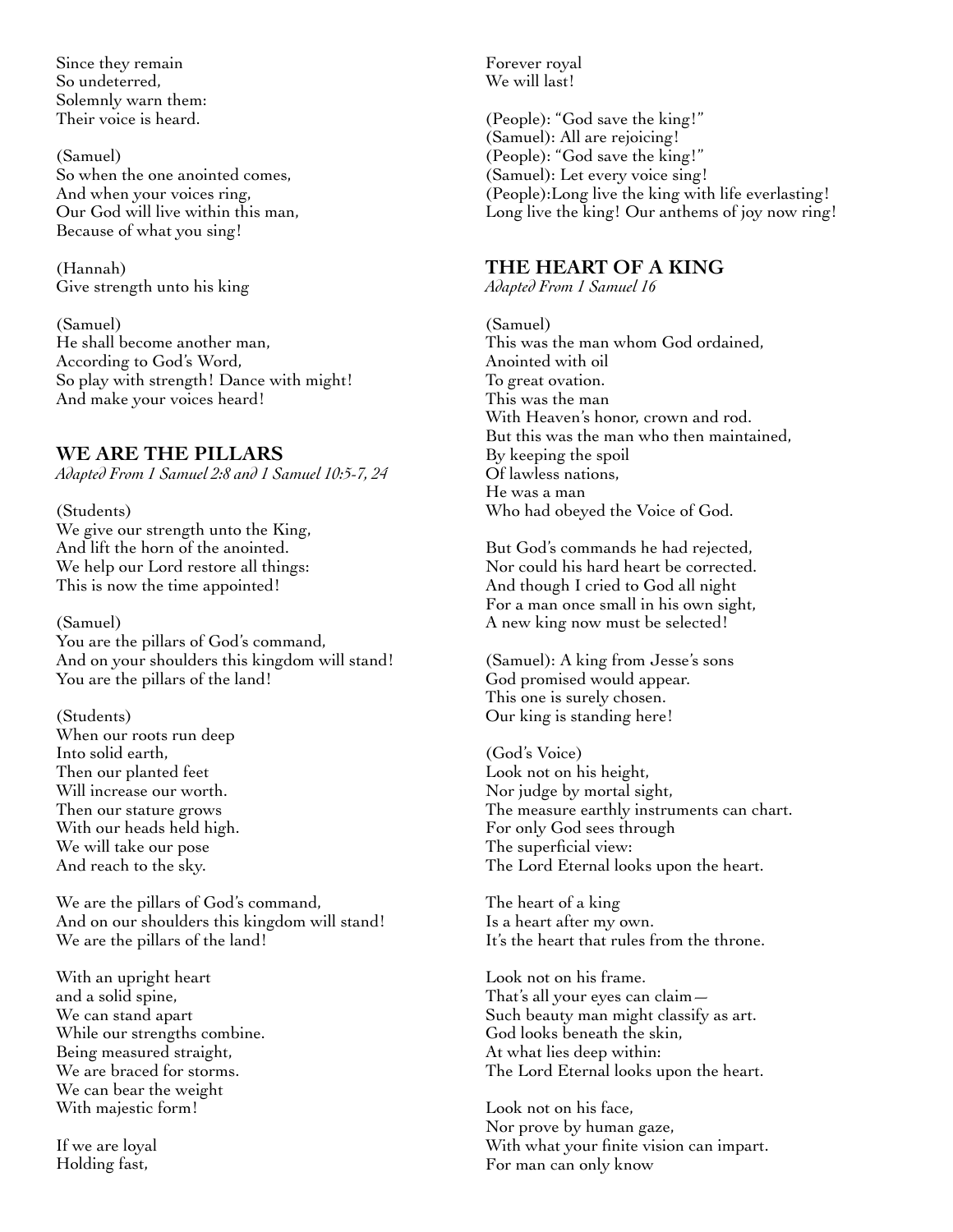Since they remain
So undeterred,
Solemnly warn them:
Their voice is heard.

(Samuel)
So when the one anointed comes,
And when your voices ring,
Our God will live within this man,
Because of what you sing!

(Hannah)
Give strength unto his king

(Samuel)
He shall become another man,
According to God's Word,
So play with strength! Dance with might!
And make your voices heard!

## WE ARE THE PILLARS

*Adapted From 1 Samuel 2:8 and 1 Samuel 10:5-7, 24*

(Students)
We give our strength unto the King,
And lift the horn of the anointed.
We help our Lord restore all things:
This is now the time appointed!

(Samuel)
You are the pillars of God's command,
And on your shoulders this kingdom will stand!
You are the pillars of the land!

(Students)
When our roots run deep
Into solid earth,
Then our planted feet
Will increase our worth.
Then our stature grows
With our heads held high.
We will take our pose
And reach to the sky.

We are the pillars of God's command,
And on our shoulders this kingdom will stand!
We are the pillars of the land!

With an upright heart
and a solid spine,
We can stand apart
While our strengths combine.
Being measured straight,
We are braced for storms.
We can bear the weight
With majestic form!

If we are loyal
Holding fast,
Forever royal
We will last!

(People): "God save the king!"
(Samuel): All are rejoicing!
(People): "God save the king!"
(Samuel): Let every voice sing!
(People):Long live the king with life everlasting!
Long live the king! Our anthems of joy now ring!

## THE HEART OF A KING

*Adapted From 1 Samuel 16*

(Samuel)
This was the man whom God ordained,
Anointed with oil
To great ovation.
This was the man
With Heaven's honor, crown and rod.
But this was the man who then maintained,
By keeping the spoil
Of lawless nations,
He was a man
Who had obeyed the Voice of God.

But God's commands he had rejected,
Nor could his hard heart be corrected.
And though I cried to God all night
For a man once small in his own sight,
A new king now must be selected!

(Samuel): A king from Jesse's sons
God promised would appear.
This one is surely chosen.
Our king is standing here!

(God's Voice)
Look not on his height,
Nor judge by mortal sight,
The measure earthly instruments can chart.
For only God sees through
The superficial view:
The Lord Eternal looks upon the heart.

The heart of a king
Is a heart after my own.
It's the heart that rules from the throne.

Look not on his frame.
That's all your eyes can claim—
Such beauty man might classify as art.
God looks beneath the skin,
At what lies deep within:
The Lord Eternal looks upon the heart.

Look not on his face,
Nor prove by human gaze,
With what your finite vision can impart.
For man can only know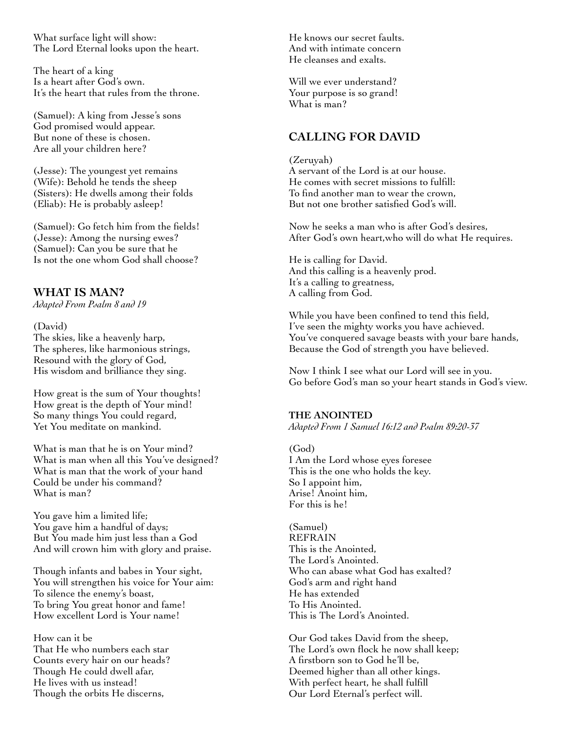What surface light will show:
The Lord Eternal looks upon the heart.

The heart of a king
Is a heart after God's own.
It's the heart that rules from the throne.

(Samuel): A king from Jesse's sons
God promised would appear.
But none of these is chosen.
Are all your children here?

(Jesse): The youngest yet remains
(Wife): Behold he tends the sheep
(Sisters): He dwells among their folds
(Eliab): He is probably asleep!

(Samuel): Go fetch him from the fields!
(Jesse): Among the nursing ewes?
(Samuel): Can you be sure that he
Is not the one whom God shall choose?

## WHAT IS MAN?

*Adapted From Psalm 8 and 19*

(David)
The skies, like a heavenly harp,
The spheres, like harmonious strings,
Resound with the glory of God,
His wisdom and brilliance they sing.

How great is the sum of Your thoughts!
How great is the depth of Your mind!
So many things You could regard,
Yet You meditate on mankind.

What is man that he is on Your mind?
What is man when all this You've designed?
What is man that the work of your hand
Could be under his command?
What is man?

You gave him a limited life;
You gave him a handful of days;
But You made him just less than a God
And will crown him with glory and praise.

Though infants and babes in Your sight,
You will strengthen his voice for Your aim:
To silence the enemy's boast,
To bring You great honor and fame!
How excellent Lord is Your name!

How can it be
That He who numbers each star
Counts every hair on our heads?
Though He could dwell afar,
He lives with us instead!
Though the orbits He discerns,
He knows our secret faults.
And with intimate concern
He cleanses and exalts.

Will we ever understand?
Your purpose is so grand!
What is man?

## CALLING FOR DAVID

(Zeruyah)
A servant of the Lord is at our house.
He comes with secret missions to fulfill:
To find another man to wear the crown,
But not one brother satisfied God's will.

Now he seeks a man who is after God's desires,
After God's own heart,who will do what He requires.

He is calling for David.
And this calling is a heavenly prod.
It's a calling to greatness,
A calling from God.

While you have been confined to tend this field,
I've seen the mighty works you have achieved.
You've conquered savage beasts with your bare hands,
Because the God of strength you have believed.

Now I think I see what our Lord will see in you.
Go before God's man so your heart stands in God's view.

### THE ANOINTED

*Adapted From 1 Samuel 16:12 and Psalm 89:20-37*

(God)
I Am the Lord whose eyes foresee
This is the one who holds the key.
So I appoint him,
Arise! Anoint him,
For this is he!

(Samuel)
REFRAIN
This is the Anointed,
The Lord's Anointed.
Who can abase what God has exalted?
God's arm and right hand
He has extended
To His Anointed.
This is The Lord's Anointed.

Our God takes David from the sheep,
The Lord's own flock he now shall keep;
A firstborn son to God he'll be,
Deemed higher than all other kings.
With perfect heart, he shall fulfill
Our Lord Eternal's perfect will.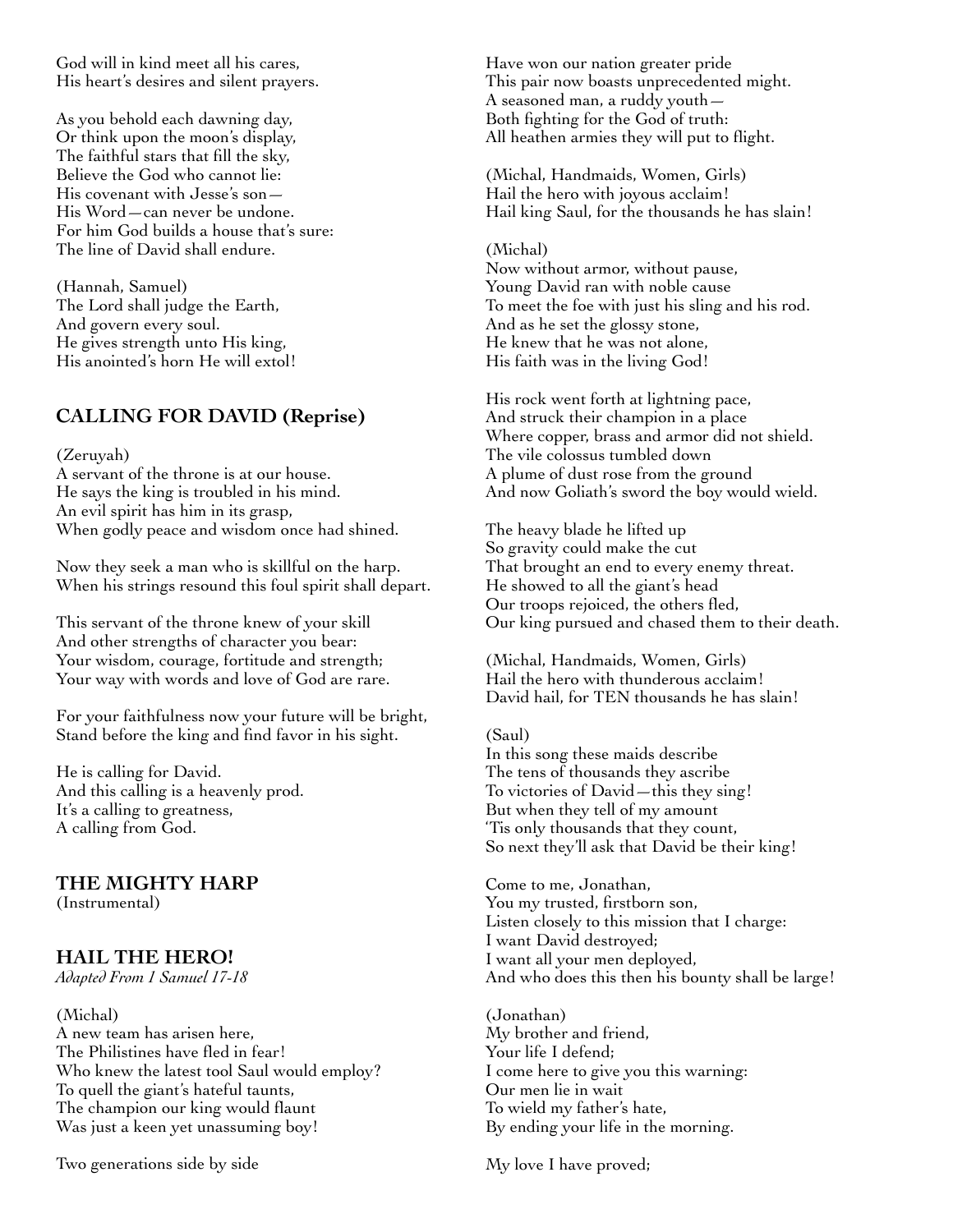God will in kind meet all his cares,
His heart's desires and silent prayers.

As you behold each dawning day,
Or think upon the moon's display,
The faithful stars that fill the sky,
Believe the God who cannot lie:
His covenant with Jesse's son—
His Word—can never be undone.
For him God builds a house that's sure:
The line of David shall endure.

(Hannah, Samuel)
The Lord shall judge the Earth,
And govern every soul.
He gives strength unto His king,
His anointed's horn He will extol!

## CALLING FOR DAVID (Reprise)

(Zeruyah)
A servant of the throne is at our house.
He says the king is troubled in his mind.
An evil spirit has him in its grasp,
When godly peace and wisdom once had shined.

Now they seek a man who is skillful on the harp.
When his strings resound this foul spirit shall depart.

This servant of the throne knew of your skill
And other strengths of character you bear:
Your wisdom, courage, fortitude and strength;
Your way with words and love of God are rare.

For your faithfulness now your future will be bright,
Stand before the king and find favor in his sight.

He is calling for David.
And this calling is a heavenly prod.
It's a calling to greatness,
A calling from God.

## THE MIGHTY HARP
(Instrumental)

## HAIL THE HERO!
*Adapted From 1 Samuel 17-18*

(Michal)
A new team has arisen here,
The Philistines have fled in fear!
Who knew the latest tool Saul would employ?
To quell the giant's hateful taunts,
The champion our king would flaunt
Was just a keen yet unassuming boy!

Two generations side by side
Have won our nation greater pride
This pair now boasts unprecedented might.
A seasoned man, a ruddy youth—
Both fighting for the God of truth:
All heathen armies they will put to flight.

(Michal, Handmaids, Women, Girls)
Hail the hero with joyous acclaim!
Hail king Saul, for the thousands he has slain!

(Michal)
Now without armor, without pause,
Young David ran with noble cause
To meet the foe with just his sling and his rod.
And as he set the glossy stone,
He knew that he was not alone,
His faith was in the living God!

His rock went forth at lightning pace,
And struck their champion in a place
Where copper, brass and armor did not shield.
The vile colossus tumbled down
A plume of dust rose from the ground
And now Goliath's sword the boy would wield.

The heavy blade he lifted up
So gravity could make the cut
That brought an end to every enemy threat.
He showed to all the giant's head
Our troops rejoiced, the others fled,
Our king pursued and chased them to their death.

(Michal, Handmaids, Women, Girls)
Hail the hero with thunderous acclaim!
David hail, for TEN thousands he has slain!

(Saul)
In this song these maids describe
The tens of thousands they ascribe
To victories of David—this they sing!
But when they tell of my amount
'Tis only thousands that they count,
So next they'll ask that David be their king!

Come to me, Jonathan,
You my trusted, firstborn son,
Listen closely to this mission that I charge:
I want David destroyed;
I want all your men deployed,
And who does this then his bounty shall be large!

(Jonathan)
My brother and friend,
Your life I defend;
I come here to give you this warning:
Our men lie in wait
To wield my father's hate,
By ending your life in the morning.

My love I have proved;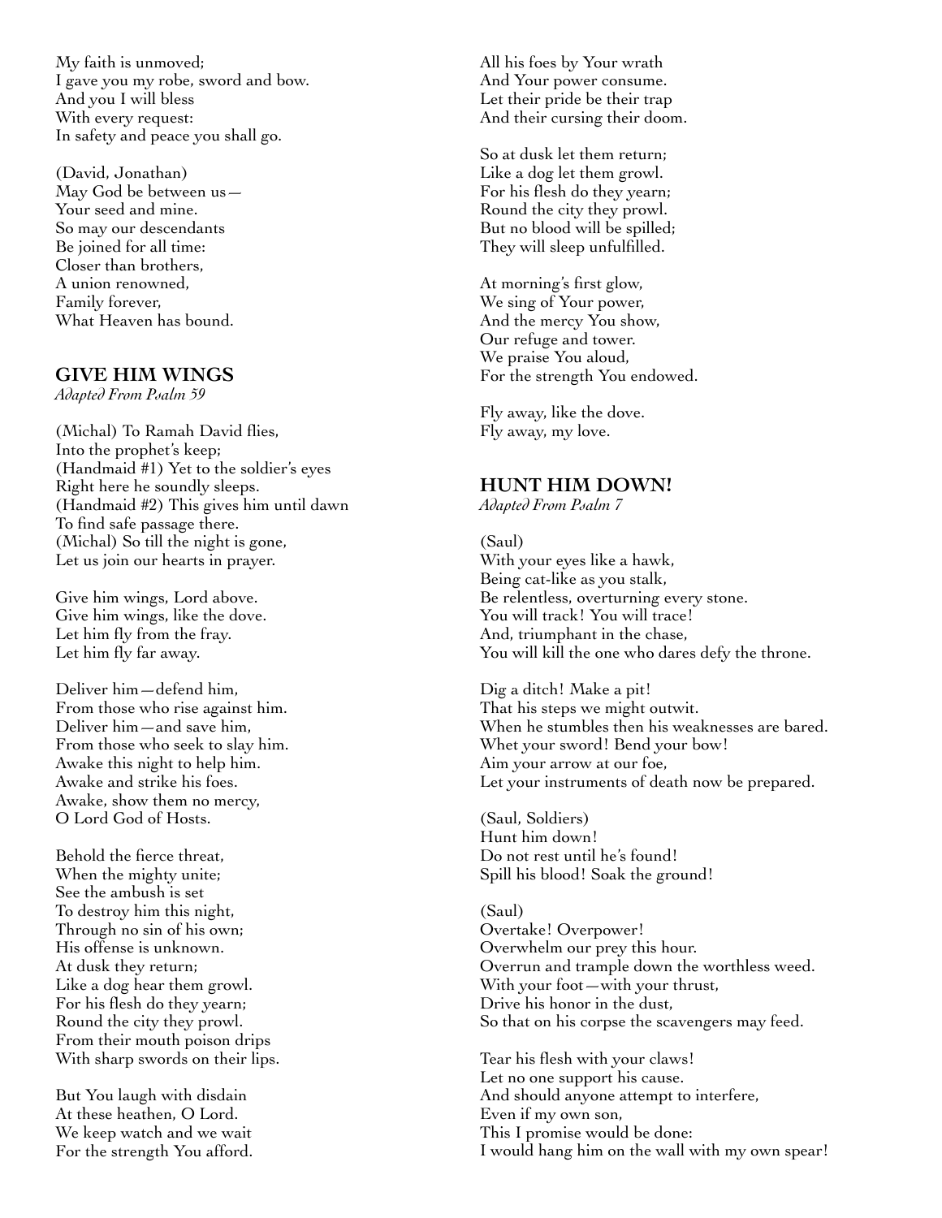My faith is unmoved;
I gave you my robe, sword and bow.
And you I will bless
With every request:
In safety and peace you shall go.

(David, Jonathan)
May God be between us—
Your seed and mine.
So may our descendants
Be joined for all time:
Closer than brothers,
A union renowned,
Family forever,
What Heaven has bound.

## GIVE HIM WINGS

*Adapted From Psalm 59*

(Michal) To Ramah David flies,
Into the prophet's keep;
(Handmaid #1) Yet to the soldier's eyes
Right here he soundly sleeps.
(Handmaid #2) This gives him until dawn
To find safe passage there.
(Michal) So till the night is gone,
Let us join our hearts in prayer.

Give him wings, Lord above.
Give him wings, like the dove.
Let him fly from the fray.
Let him fly far away.

Deliver him—defend him,
From those who rise against him.
Deliver him—and save him,
From those who seek to slay him.
Awake this night to help him.
Awake and strike his foes.
Awake, show them no mercy,
O Lord God of Hosts.

Behold the fierce threat,
When the mighty unite;
See the ambush is set
To destroy him this night,
Through no sin of his own;
His offense is unknown.
At dusk they return;
Like a dog hear them growl.
For his flesh do they yearn;
Round the city they prowl.
From their mouth poison drips
With sharp swords on their lips.

But You laugh with disdain
At these heathen, O Lord.
We keep watch and we wait
For the strength You afford.
All his foes by Your wrath
And Your power consume.
Let their pride be their trap
And their cursing their doom.

So at dusk let them return;
Like a dog let them growl.
For his flesh do they yearn;
Round the city they prowl.
But no blood will be spilled;
They will sleep unfulfilled.

At morning's first glow,
We sing of Your power,
And the mercy You show,
Our refuge and tower.
We praise You aloud,
For the strength You endowed.

Fly away, like the dove.
Fly away, my love.

## HUNT HIM DOWN!

*Adapted From Psalm 7*

(Saul)
With your eyes like a hawk,
Being cat-like as you stalk,
Be relentless, overturning every stone.
You will track! You will trace!
And, triumphant in the chase,
You will kill the one who dares defy the throne.

Dig a ditch! Make a pit!
That his steps we might outwit.
When he stumbles then his weaknesses are bared.
Whet your sword! Bend your bow!
Aim your arrow at our foe,
Let your instruments of death now be prepared.

(Saul, Soldiers)
Hunt him down!
Do not rest until he's found!
Spill his blood! Soak the ground!

(Saul)
Overtake! Overpower!
Overwhelm our prey this hour.
Overrun and trample down the worthless weed.
With your foot—with your thrust,
Drive his honor in the dust,
So that on his corpse the scavengers may feed.

Tear his flesh with your claws!
Let no one support his cause.
And should anyone attempt to interfere,
Even if my own son,
This I promise would be done:
I would hang him on the wall with my own spear!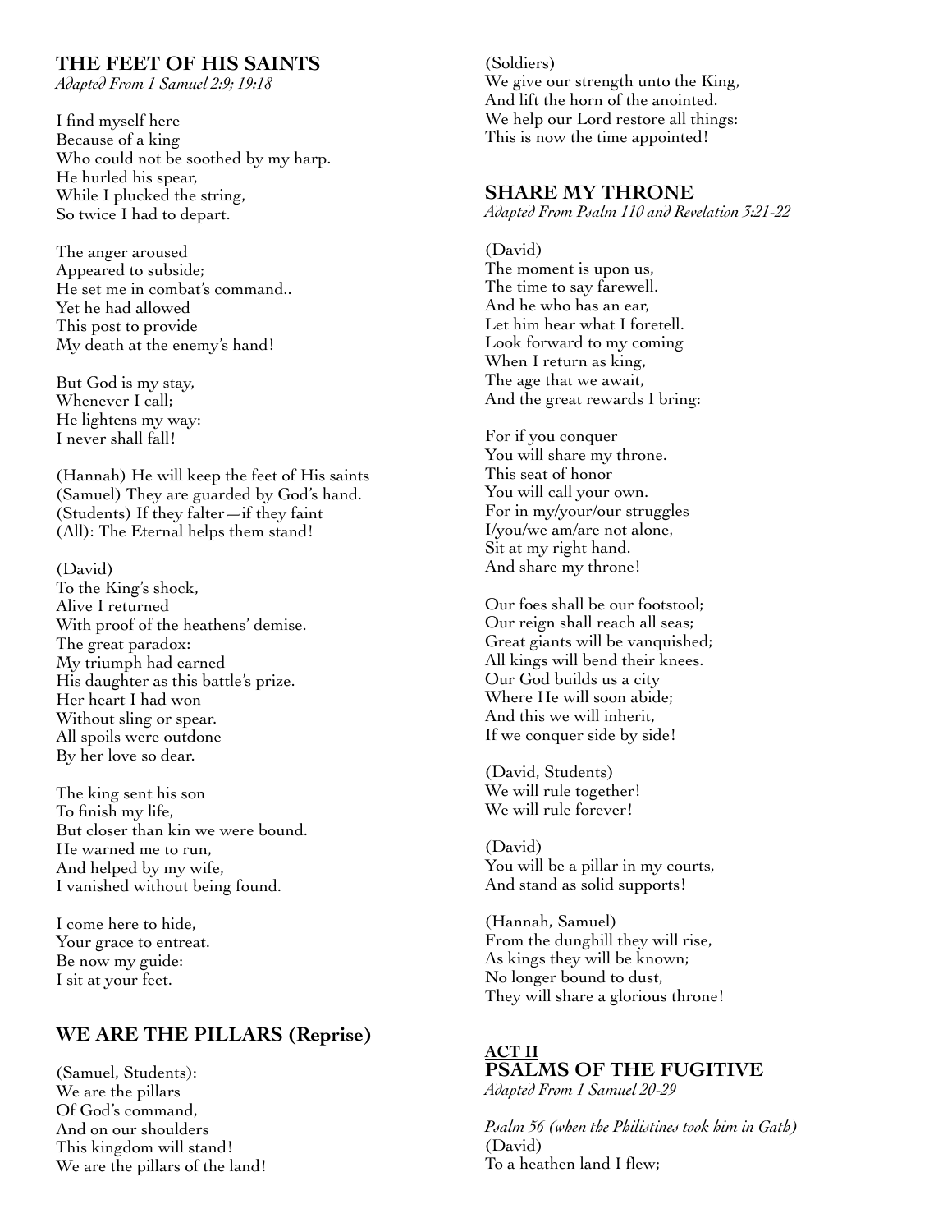### THE FEET OF HIS SAINTS
*Adapted From 1 Samuel 2:9; 19:18*

I find myself here
Because of a king
Who could not be soothed by my harp.
He hurled his spear,
While I plucked the string,
So twice I had to depart.

The anger aroused
Appeared to subside;
He set me in combat's command..
Yet he had allowed
This post to provide
My death at the enemy's hand!

But God is my stay,
Whenever I call;
He lightens my way:
I never shall fall!

(Hannah) He will keep the feet of His saints
(Samuel) They are guarded by God's hand.
(Students) If they falter—if they faint
(All): The Eternal helps them stand!

(David)
To the King's shock,
Alive I returned
With proof of the heathens' demise.
The great paradox:
My triumph had earned
His daughter as this battle's prize.
Her heart I had won
Without sling or spear.
All spoils were outdone
By her love so dear.

The king sent his son
To finish my life,
But closer than kin we were bound.
He warned me to run,
And helped by my wife,
I vanished without being found.

I come here to hide,
Your grace to entreat.
Be now my guide:
I sit at your feet.

### WE ARE THE PILLARS (Reprise)

(Samuel, Students):
We are the pillars
Of God's command,
And on our shoulders
This kingdom will stand!
We are the pillars of the land!

(Soldiers)
We give our strength unto the King,
And lift the horn of the anointed.
We help our Lord restore all things:
This is now the time appointed!

### SHARE MY THRONE
*Adapted From Psalm 110 and Revelation 3:21-22*

(David)
The moment is upon us,
The time to say farewell.
And he who has an ear,
Let him hear what I foretell.
Look forward to my coming
When I return as king,
The age that we await,
And the great rewards I bring:

For if you conquer
You will share my throne.
This seat of honor
You will call your own.
For in my/your/our struggles
I/you/we am/are not alone,
Sit at my right hand.
And share my throne!

Our foes shall be our footstool;
Our reign shall reach all seas;
Great giants will be vanquished;
All kings will bend their knees.
Our God builds us a city
Where He will soon abide;
And this we will inherit,
If we conquer side by side!

(David, Students)
We will rule together!
We will rule forever!

(David)
You will be a pillar in my courts,
And stand as solid supports!

(Hannah, Samuel)
From the dunghill they will rise,
As kings they will be known;
No longer bound to dust,
They will share a glorious throne!

## ACT II
## PSALMS OF THE FUGITIVE
*Adapted From 1 Samuel 20-29*

*Psalm 56 (when the Philistines took him in Gath)*
(David)
To a heathen land I flew;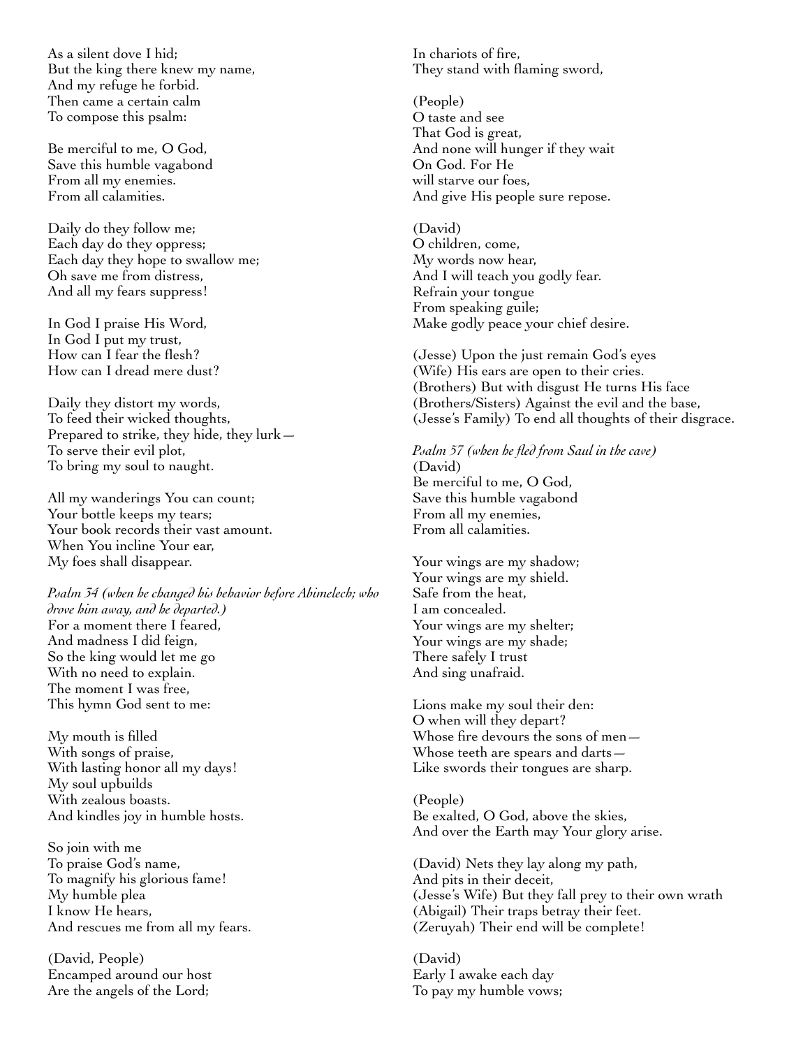As a silent dove I hid;  
But the king there knew my name,  
And my refuge he forbid.  
Then came a certain calm  
To compose this psalm:

Be merciful to me, O God,  
Save this humble vagabond  
From all my enemies.  
From all calamities.

Daily do they follow me;  
Each day do they oppress;  
Each day they hope to swallow me;  
Oh save me from distress,  
And all my fears suppress!

In God I praise His Word,  
In God I put my trust,  
How can I fear the flesh?  
How can I dread mere dust?

Daily they distort my words,  
To feed their wicked thoughts,  
Prepared to strike, they hide, they lurk—  
To serve their evil plot,  
To bring my soul to naught.

All my wanderings You can count;  
Your bottle keeps my tears;  
Your book records their vast amount.  
When You incline Your ear,  
My foes shall disappear.

*Psalm 34 (when he changed his behavior before Abimelech; who drove him away, and he departed.)*  
For a moment there I feared,  
And madness I did feign,  
So the king would let me go  
With no need to explain.  
The moment I was free,  
This hymn God sent to me:

My mouth is filled  
With songs of praise,  
With lasting honor all my days!  
My soul upbuilds  
With zealous boasts.  
And kindles joy in humble hosts.

So join with me  
To praise God's name,  
To magnify his glorious fame!  
My humble plea  
I know He hears,  
And rescues me from all my fears.

(David, People)  
Encamped around our host  
Are the angels of the Lord;  
In chariots of fire,  
They stand with flaming sword,

(People)  
O taste and see  
That God is great,  
And none will hunger if they wait  
On God. For He  
will starve our foes,  
And give His people sure repose.

(David)  
O children, come,  
My words now hear,  
And I will teach you godly fear.  
Refrain your tongue  
From speaking guile;  
Make godly peace your chief desire.

(Jesse) Upon the just remain God's eyes  
(Wife) His ears are open to their cries.  
(Brothers) But with disgust He turns His face  
(Brothers/Sisters) Against the evil and the base,  
(Jesse's Family) To end all thoughts of their disgrace.

*Psalm 57 (when he fled from Saul in the cave)*  
(David)  
Be merciful to me, O God,  
Save this humble vagabond  
From all my enemies,  
From all calamities.

Your wings are my shadow;  
Your wings are my shield.  
Safe from the heat,  
I am concealed.  
Your wings are my shelter;  
Your wings are my shade;  
There safely I trust  
And sing unafraid.

Lions make my soul their den:  
O when will they depart?  
Whose fire devours the sons of men—  
Whose teeth are spears and darts—  
Like swords their tongues are sharp.

(People)  
Be exalted, O God, above the skies,  
And over the Earth may Your glory arise.

(David) Nets they lay along my path,  
And pits in their deceit,  
(Jesse's Wife) But they fall prey to their own wrath  
(Abigail) Their traps betray their feet.  
(Zeruyah) Their end will be complete!

(David)  
Early I awake each day  
To pay my humble vows;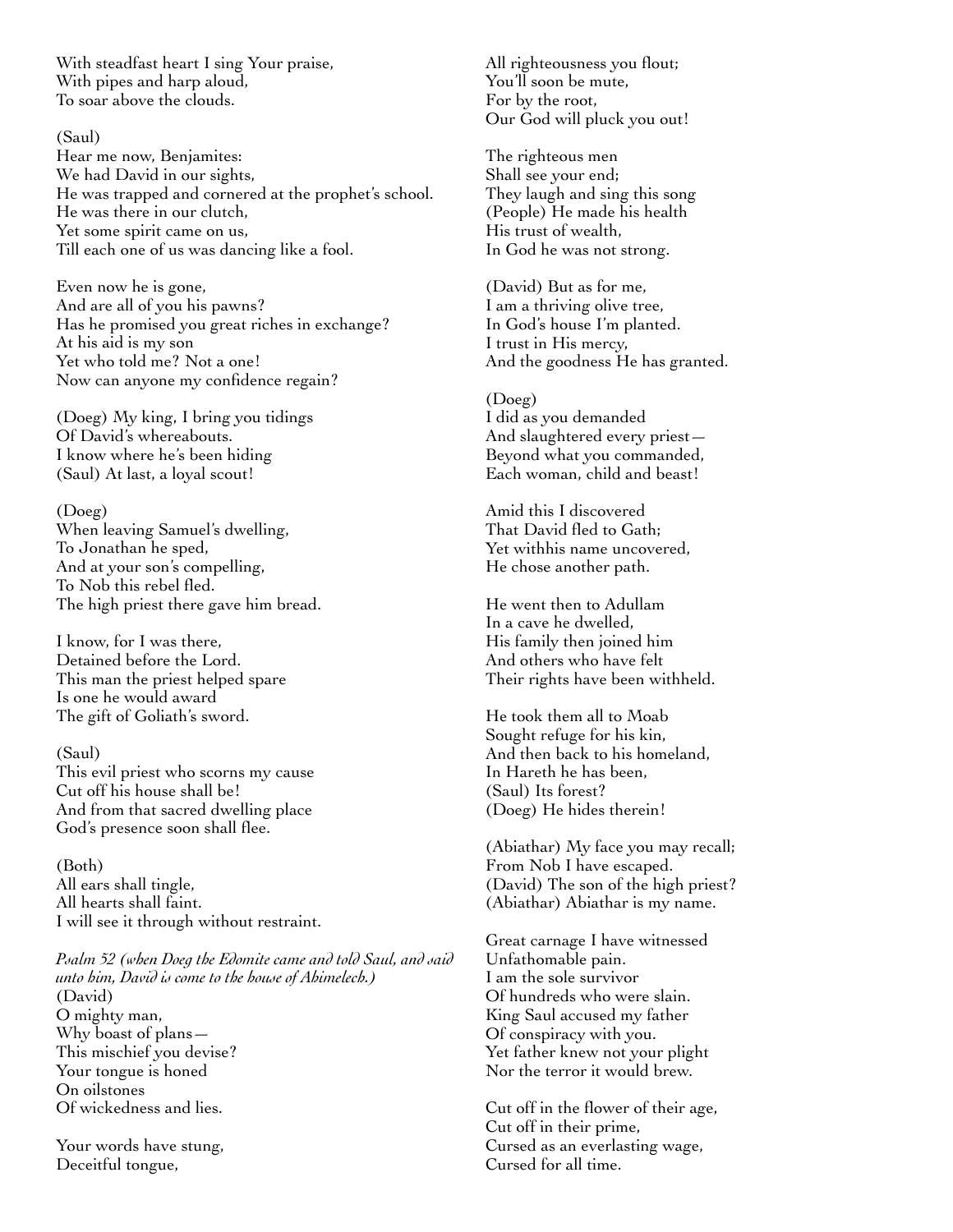With steadfast heart I sing Your praise,
With pipes and harp aloud,
To soar above the clouds.

(Saul)
Hear me now, Benjamites:
We had David in our sights,
He was trapped and cornered at the prophet's school.
He was there in our clutch,
Yet some spirit came on us,
Till each one of us was dancing like a fool.

Even now he is gone,
And are all of you his pawns?
Has he promised you great riches in exchange?
At his aid is my son
Yet who told me? Not a one!
Now can anyone my confidence regain?

(Doeg) My king, I bring you tidings
Of David's whereabouts.
I know where he's been hiding
(Saul) At last, a loyal scout!

(Doeg)
When leaving Samuel's dwelling,
To Jonathan he sped,
And at your son's compelling,
To Nob this rebel fled.
The high priest there gave him bread.

I know, for I was there,
Detained before the Lord.
This man the priest helped spare
Is one he would award
The gift of Goliath's sword.

(Saul)
This evil priest who scorns my cause
Cut off his house shall be!
And from that sacred dwelling place
God's presence soon shall flee.

(Both)
All ears shall tingle,
All hearts shall faint.
I will see it through without restraint.

*Psalm 52 (when Doeg the Edomite came and told Saul, and said unto him, David is come to the house of Ahimelech.)*
(David)
O mighty man,
Why boast of plans—
This mischief you devise?
Your tongue is honed
On oilstones
Of wickedness and lies.

Your words have stung,
Deceitful tongue,
All righteousness you flout;
You'll soon be mute,
For by the root,
Our God will pluck you out!

The righteous men
Shall see your end;
They laugh and sing this song
(People) He made his health
His trust of wealth,
In God he was not strong.

(David) But as for me,
I am a thriving olive tree,
In God's house I'm planted.
I trust in His mercy,
And the goodness He has granted.

(Doeg)
I did as you demanded
And slaughtered every priest—
Beyond what you commanded,
Each woman, child and beast!

Amid this I discovered
That David fled to Gath;
Yet withhis name uncovered,
He chose another path.

He went then to Adullam
In a cave he dwelled,
His family then joined him
And others who have felt
Their rights have been withheld.

He took them all to Moab
Sought refuge for his kin,
And then back to his homeland,
In Hareth he has been,
(Saul) Its forest?
(Doeg) He hides therein!

(Abiathar) My face you may recall;
From Nob I have escaped.
(David) The son of the high priest?
(Abiathar) Abiathar is my name.

Great carnage I have witnessed
Unfathomable pain.
I am the sole survivor
Of hundreds who were slain.
King Saul accused my father
Of conspiracy with you.
Yet father knew not your plight
Nor the terror it would brew.

Cut off in the flower of their age,
Cut off in their prime,
Cursed as an everlasting wage,
Cursed for all time.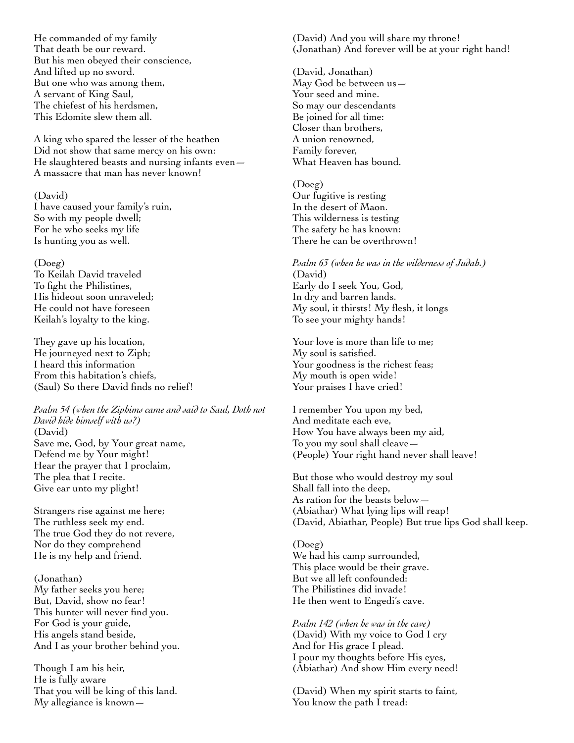He commanded of my family
That death be our reward.
But his men obeyed their conscience,
And lifted up no sword.
But one who was among them,
A servant of King Saul,
The chiefest of his herdsmen,
This Edomite slew them all.

A king who spared the lesser of the heathen
Did not show that same mercy on his own:
He slaughtered beasts and nursing infants even—
A massacre that man has never known!

(David)
I have caused your family's ruin,
So with my people dwell;
For he who seeks my life
Is hunting you as well.

(Doeg)
To Keilah David traveled
To fight the Philistines,
His hideout soon unraveled;
He could not have foreseen
Keilah's loyalty to the king.

They gave up his location,
He journeyed next to Ziph;
I heard this information
From this habitation's chiefs,
(Saul) So there David finds no relief!

*Psalm 54 (when the Ziphims came and said to Saul, Doth not David hide himself with us?)*
(David)
Save me, God, by Your great name,
Defend me by Your might!
Hear the prayer that I proclaim,
The plea that I recite.
Give ear unto my plight!

Strangers rise against me here;
The ruthless seek my end.
The true God they do not revere,
Nor do they comprehend
He is my help and friend.

(Jonathan)
My father seeks you here;
But, David, show no fear!
This hunter will never find you.
For God is your guide,
His angels stand beside,
And I as your brother behind you.

Though I am his heir,
He is fully aware
That you will be king of this land.
My allegiance is known—
(David) And you will share my throne!
(Jonathan) And forever will be at your right hand!

(David, Jonathan)
May God be between us—
Your seed and mine.
So may our descendants
Be joined for all time:
Closer than brothers,
A union renowned,
Family forever,
What Heaven has bound.

(Doeg)
Our fugitive is resting
In the desert of Maon.
This wilderness is testing
The safety he has known:
There he can be overthrown!

*Psalm 63 (when he was in the wilderness of Judah.)*
(David)
Early do I seek You, God,
In dry and barren lands.
My soul, it thirsts! My flesh, it longs
To see your mighty hands!

Your love is more than life to me;
My soul is satisfied.
Your goodness is the richest feas;
My mouth is open wide!
Your praises I have cried!

I remember You upon my bed,
And meditate each eve,
How You have always been my aid,
To you my soul shall cleave—
(People) Your right hand never shall leave!

But those who would destroy my soul
Shall fall into the deep,
As ration for the beasts below—
(Abiathar) What lying lips will reap!
(David, Abiathar, People) But true lips God shall keep.

(Doeg)
We had his camp surrounded,
This place would be their grave.
But we all left confounded:
The Philistines did invade!
He then went to Engedi's cave.

*Psalm 142 (when he was in the cave)*
(David) With my voice to God I cry
And for His grace I plead.
I pour my thoughts before His eyes,
(Abiathar) And show Him every need!

(David) When my spirit starts to faint,
You know the path I tread: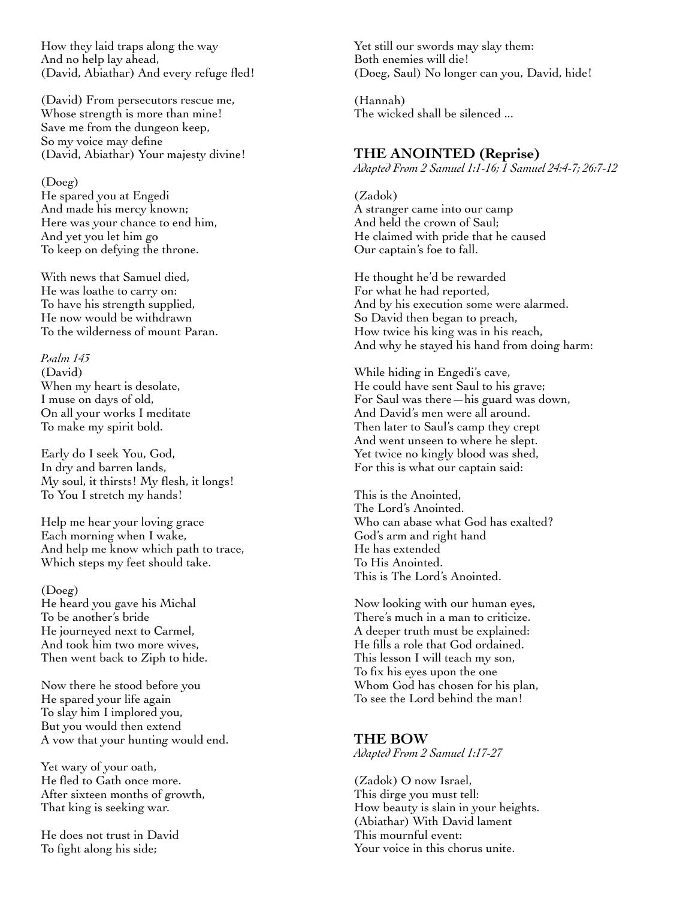How they laid traps along the way
And no help lay ahead,
(David, Abiathar) And every refuge fled!

(David) From persecutors rescue me,
Whose strength is more than mine!
Save me from the dungeon keep,
So my voice may define
(David, Abiathar) Your majesty divine!

(Doeg)
He spared you at Engedi
And made his mercy known;
Here was your chance to end him,
And yet you let him go
To keep on defying the throne.

With news that Samuel died,
He was loathe to carry on:
To have his strength supplied,
He now would be withdrawn
To the wilderness of mount Paran.

*Psalm 143*
(David)
When my heart is desolate,
I muse on days of old,
On all your works I meditate
To make my spirit bold.

Early do I seek You, God,
In dry and barren lands,
My soul, it thirsts! My flesh, it longs!
To You I stretch my hands!

Help me hear your loving grace
Each morning when I wake,
And help me know which path to trace,
Which steps my feet should take.

(Doeg)
He heard you gave his Michal
To be another's bride
He journeyed next to Carmel,
And took him two more wives,
Then went back to Ziph to hide.

Now there he stood before you
He spared your life again
To slay him I implored you,
But you would then extend
A vow that your hunting would end.

Yet wary of your oath,
He fled to Gath once more.
After sixteen months of growth,
That king is seeking war.

He does not trust in David
To fight along his side;
Yet still our swords may slay them:
Both enemies will die!
(Doeg, Saul) No longer can you, David, hide!

(Hannah)
The wicked shall be silenced ...

## THE ANOINTED (Reprise)

*Adapted From 2 Samuel 1:1-16; 1 Samuel 24:4-7; 26:7-12*

(Zadok)
A stranger came into our camp
And held the crown of Saul;
He claimed with pride that he caused
Our captain's foe to fall.

He thought he'd be rewarded
For what he had reported,
And by his execution some were alarmed.
So David then began to preach,
How twice his king was in his reach,
And why he stayed his hand from doing harm:

While hiding in Engedi's cave,
He could have sent Saul to his grave;
For Saul was there—his guard was down,
And David's men were all around.
Then later to Saul's camp they crept
And went unseen to where he slept.
Yet twice no kingly blood was shed,
For this is what our captain said:

This is the Anointed,
The Lord's Anointed.
Who can abase what God has exalted?
God's arm and right hand
He has extended
To His Anointed.
This is The Lord's Anointed.

Now looking with our human eyes,
There's much in a man to criticize.
A deeper truth must be explained:
He fills a role that God ordained.
This lesson I will teach my son,
To fix his eyes upon the one
Whom God has chosen for his plan,
To see the Lord behind the man!

## THE BOW

*Adapted From 2 Samuel 1:17-27*

(Zadok) O now Israel,
This dirge you must tell:
How beauty is slain in your heights.
(Abiathar) With David lament
This mournful event:
Your voice in this chorus unite.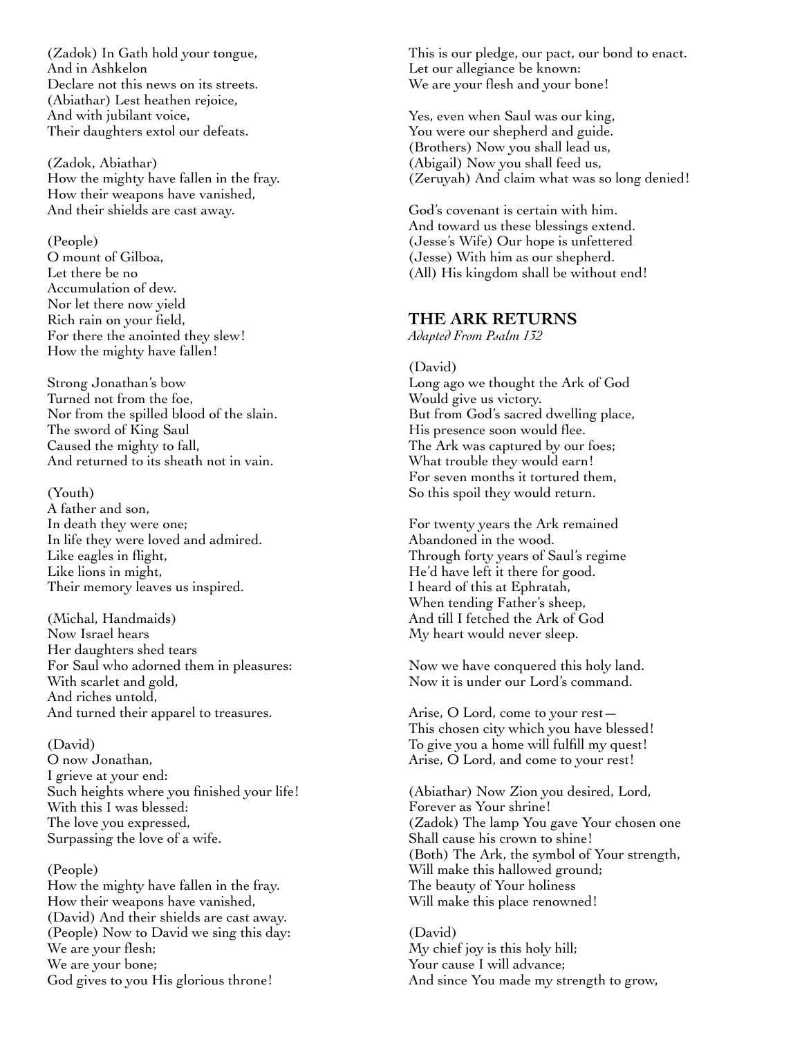(Zadok) In Gath hold your tongue,
And in Ashkelon
Declare not this news on its streets.
(Abiathar) Lest heathen rejoice,
And with jubilant voice,
Their daughters extol our defeats.

(Zadok, Abiathar)
How the mighty have fallen in the fray.
How their weapons have vanished,
And their shields are cast away.

(People)
O mount of Gilboa,
Let there be no
Accumulation of dew.
Nor let there now yield
Rich rain on your field,
For there the anointed they slew!
How the mighty have fallen!

Strong Jonathan's bow
Turned not from the foe,
Nor from the spilled blood of the slain.
The sword of King Saul
Caused the mighty to fall,
And returned to its sheath not in vain.

(Youth)
A father and son,
In death they were one;
In life they were loved and admired.
Like eagles in flight,
Like lions in might,
Their memory leaves us inspired.

(Michal, Handmaids)
Now Israel hears
Her daughters shed tears
For Saul who adorned them in pleasures:
With scarlet and gold,
And riches untold,
And turned their apparel to treasures.

(David)
O now Jonathan,
I grieve at your end:
Such heights where you finished your life!
With this I was blessed:
The love you expressed,
Surpassing the love of a wife.

(People)
How the mighty have fallen in the fray.
How their weapons have vanished,
(David) And their shields are cast away.
(People) Now to David we sing this day:
We are your flesh;
We are your bone;
God gives to you His glorious throne!

This is our pledge, our pact, our bond to enact.
Let our allegiance be known:
We are your flesh and your bone!

Yes, even when Saul was our king,
You were our shepherd and guide.
(Brothers) Now you shall lead us,
(Abigail) Now you shall feed us,
(Zeruyah) And claim what was so long denied!

God's covenant is certain with him.
And toward us these blessings extend.
(Jesse's Wife) Our hope is unfettered
(Jesse) With him as our shepherd.
(All) His kingdom shall be without end!

## THE ARK RETURNS

*Adapted From Psalm 132*

(David)
Long ago we thought the Ark of God
Would give us victory.
But from God's sacred dwelling place,
His presence soon would flee.
The Ark was captured by our foes;
What trouble they would earn!
For seven months it tortured them,
So this spoil they would return.

For twenty years the Ark remained
Abandoned in the wood.
Through forty years of Saul's regime
He'd have left it there for good.
I heard of this at Ephratah,
When tending Father's sheep,
And till I fetched the Ark of God
My heart would never sleep.

Now we have conquered this holy land.
Now it is under our Lord's command.

Arise, O Lord, come to your rest—
This chosen city which you have blessed!
To give you a home will fulfill my quest!
Arise, O Lord, and come to your rest!

(Abiathar) Now Zion you desired, Lord,
Forever as Your shrine!
(Zadok) The lamp You gave Your chosen one
Shall cause his crown to shine!
(Both) The Ark, the symbol of Your strength,
Will make this hallowed ground;
The beauty of Your holiness
Will make this place renowned!

(David)
My chief joy is this holy hill;
Your cause I will advance;
And since You made my strength to grow,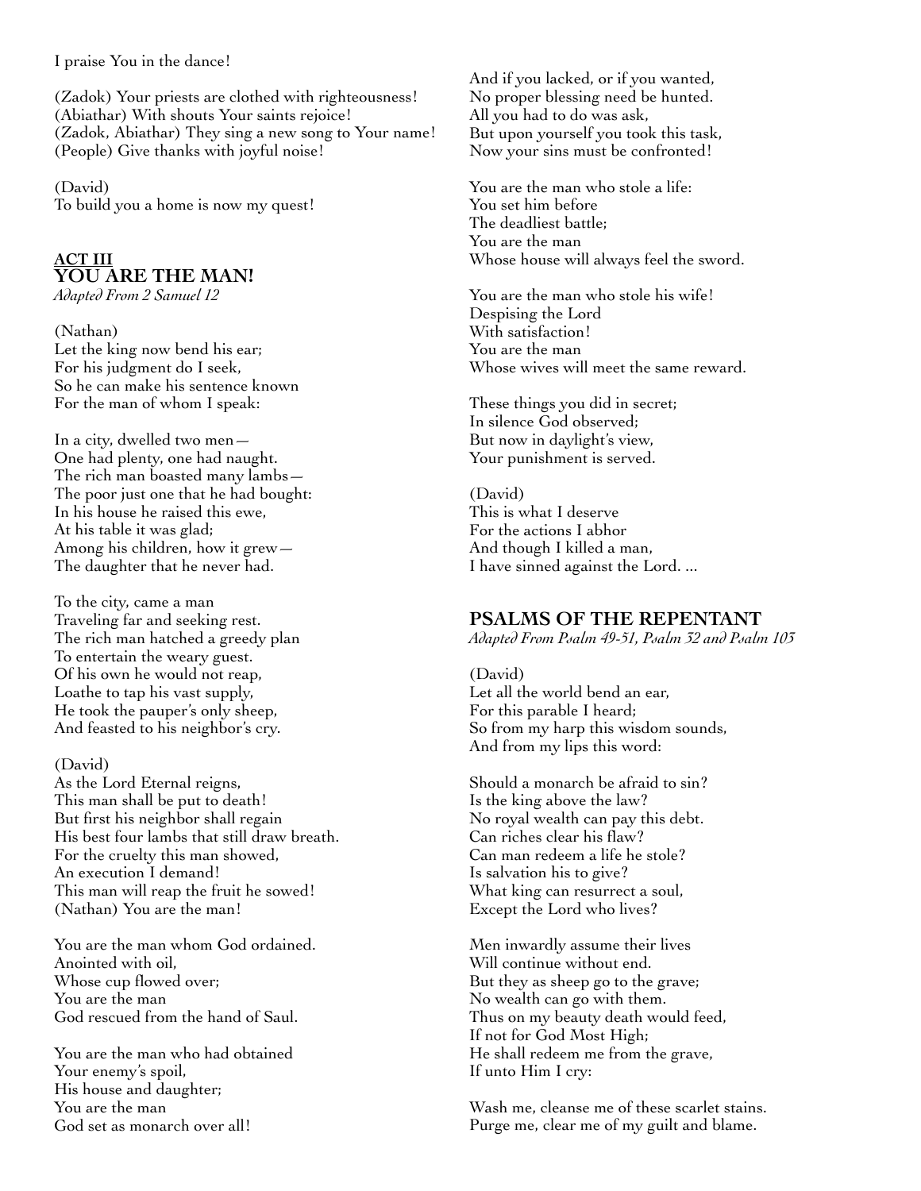I praise You in the dance!

(Zadok) Your priests are clothed with righteousness!
(Abiathar) With shouts Your saints rejoice!
(Zadok, Abiathar) They sing a new song to Your name!
(People) Give thanks with joyful noise!

(David)
To build you a home is now my quest!

## ACT III
## YOU ARE THE MAN!

*Adapted From 2 Samuel 12*

(Nathan)
Let the king now bend his ear;
For his judgment do I seek,
So he can make his sentence known
For the man of whom I speak:

In a city, dwelled two men—
One had plenty, one had naught.
The rich man boasted many lambs—
The poor just one that he had bought:
In his house he raised this ewe,
At his table it was glad;
Among his children, how it grew—
The daughter that he never had.

To the city, came a man
Traveling far and seeking rest.
The rich man hatched a greedy plan
To entertain the weary guest.
Of his own he would not reap,
Loathe to tap his vast supply,
He took the pauper's only sheep,
And feasted to his neighbor's cry.

(David)
As the Lord Eternal reigns,
This man shall be put to death!
But first his neighbor shall regain
His best four lambs that still draw breath.
For the cruelty this man showed,
An execution I demand!
This man will reap the fruit he sowed!
(Nathan) You are the man!

You are the man whom God ordained.
Anointed with oil,
Whose cup flowed over;
You are the man
God rescued from the hand of Saul.

You are the man who had obtained
Your enemy's spoil,
His house and daughter;
You are the man
God set as monarch over all!

And if you lacked, or if you wanted,
No proper blessing need be hunted.
All you had to do was ask,
But upon yourself you took this task,
Now your sins must be confronted!

You are the man who stole a life:
You set him before
The deadliest battle;
You are the man
Whose house will always feel the sword.

You are the man who stole his wife!
Despising the Lord
With satisfaction!
You are the man
Whose wives will meet the same reward.

These things you did in secret;
In silence God observed;
But now in daylight's view,
Your punishment is served.

(David)
This is what I deserve
For the actions I abhor
And though I killed a man,
I have sinned against the Lord. ...

## PSALMS OF THE REPENTANT

*Adapted From Psalm 49-51, Psalm 32 and Psalm 103*

(David)
Let all the world bend an ear,
For this parable I heard;
So from my harp this wisdom sounds,
And from my lips this word:

Should a monarch be afraid to sin?
Is the king above the law?
No royal wealth can pay this debt.
Can riches clear his flaw?
Can man redeem a life he stole?
Is salvation his to give?
What king can resurrect a soul,
Except the Lord who lives?

Men inwardly assume their lives
Will continue without end.
But they as sheep go to the grave;
No wealth can go with them.
Thus on my beauty death would feed,
If not for God Most High;
He shall redeem me from the grave,
If unto Him I cry:

Wash me, cleanse me of these scarlet stains.
Purge me, clear me of my guilt and blame.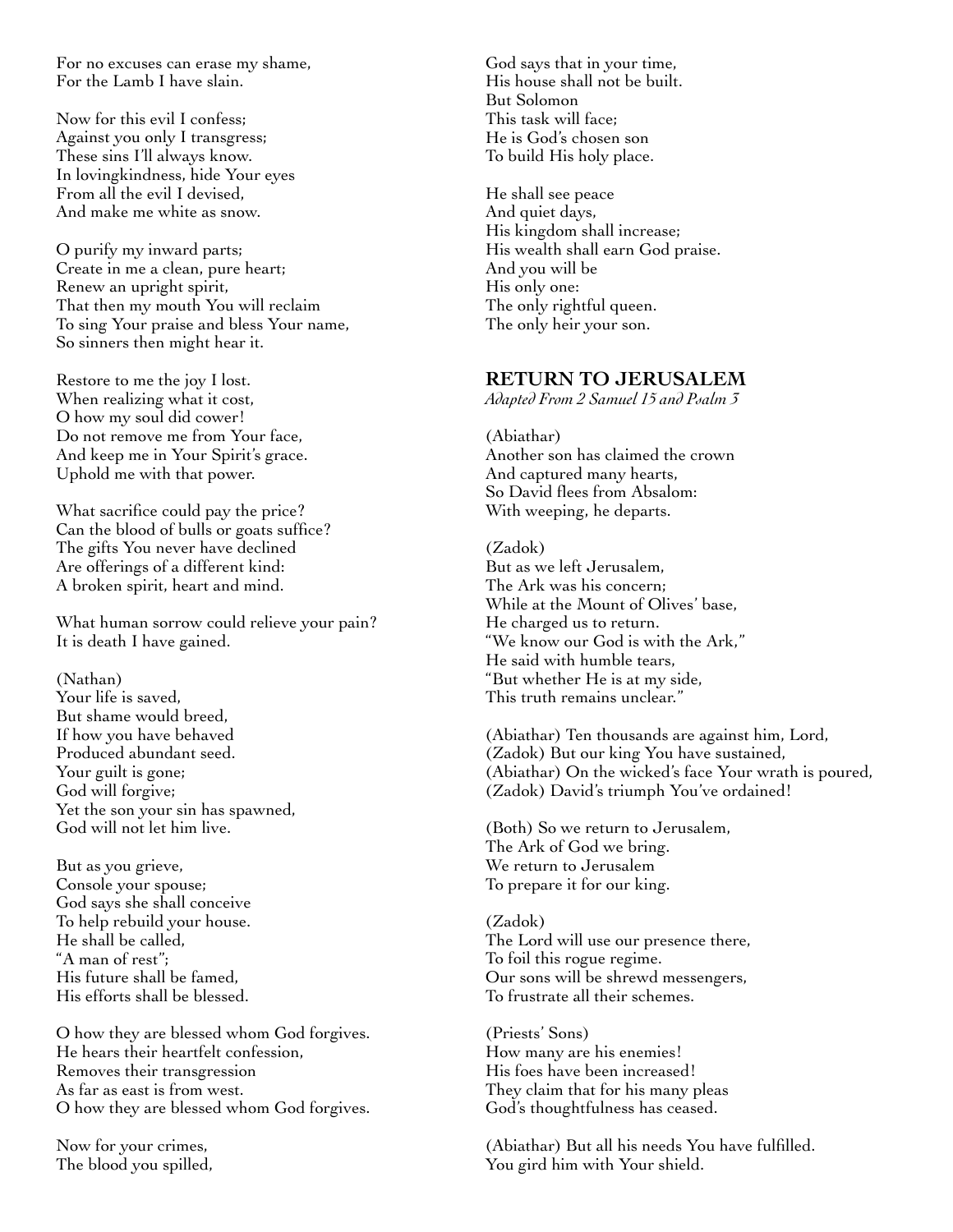For no excuses can erase my shame,
For the Lamb I have slain.

Now for this evil I confess;
Against you only I transgress;
These sins I'll always know.
In lovingkindness, hide Your eyes
From all the evil I devised,
And make me white as snow.

O purify my inward parts;
Create in me a clean, pure heart;
Renew an upright spirit,
That then my mouth You will reclaim
To sing Your praise and bless Your name,
So sinners then might hear it.

Restore to me the joy I lost.
When realizing what it cost,
O how my soul did cower!
Do not remove me from Your face,
And keep me in Your Spirit's grace.
Uphold me with that power.

What sacrifice could pay the price?
Can the blood of bulls or goats suffice?
The gifts You never have declined
Are offerings of a different kind:
A broken spirit, heart and mind.

What human sorrow could relieve your pain?
It is death I have gained.

(Nathan)
Your life is saved,
But shame would breed,
If how you have behaved
Produced abundant seed.
Your guilt is gone;
God will forgive;
Yet the son your sin has spawned,
God will not let him live.

But as you grieve,
Console your spouse;
God says she shall conceive
To help rebuild your house.
He shall be called,
"A man of rest";
His future shall be famed,
His efforts shall be blessed.

O how they are blessed whom God forgives.
He hears their heartfelt confession,
Removes their transgression
As far as east is from west.
O how they are blessed whom God forgives.

Now for your crimes,
The blood you spilled,
God says that in your time,
His house shall not be built.
But Solomon
This task will face;
He is God's chosen son
To build His holy place.

He shall see peace
And quiet days,
His kingdom shall increase;
His wealth shall earn God praise.
And you will be
His only one:
The only rightful queen.
The only heir your son.

## RETURN TO JERUSALEM

*Adapted From 2 Samuel 15 and Psalm 3*

(Abiathar)
Another son has claimed the crown
And captured many hearts,
So David flees from Absalom:
With weeping, he departs.

(Zadok)
But as we left Jerusalem,
The Ark was his concern;
While at the Mount of Olives' base,
He charged us to return.
"We know our God is with the Ark,"
He said with humble tears,
"But whether He is at my side,
This truth remains unclear."

(Abiathar) Ten thousands are against him, Lord,
(Zadok) But our king You have sustained,
(Abiathar) On the wicked's face Your wrath is poured,
(Zadok) David's triumph You've ordained!

(Both) So we return to Jerusalem,
The Ark of God we bring.
We return to Jerusalem
To prepare it for our king.

(Zadok)
The Lord will use our presence there,
To foil this rogue regime.
Our sons will be shrewd messengers,
To frustrate all their schemes.

(Priests' Sons)
How many are his enemies!
His foes have been increased!
They claim that for his many pleas
God's thoughtfulness has ceased.

(Abiathar) But all his needs You have fulfilled.
You gird him with Your shield.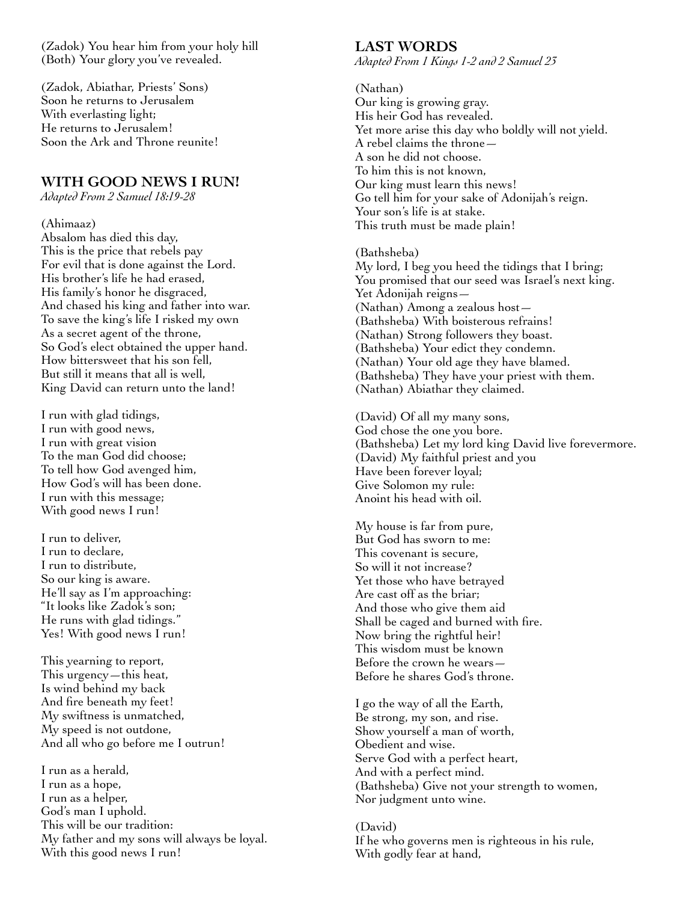(Zadok) You hear him from your holy hill
(Both) Your glory you've revealed.

(Zadok, Abiathar, Priests' Sons)
Soon he returns to Jerusalem
With everlasting light;
He returns to Jerusalem!
Soon the Ark and Throne reunite!

## WITH GOOD NEWS I RUN!

*Adapted From 2 Samuel 18:19-28*

(Ahimaaz)
Absalom has died this day,
This is the price that rebels pay
For evil that is done against the Lord.
His brother's life he had erased,
His family's honor he disgraced,
And chased his king and father into war.
To save the king's life I risked my own
As a secret agent of the throne,
So God's elect obtained the upper hand.
How bittersweet that his son fell,
But still it means that all is well,
King David can return unto the land!

I run with glad tidings,
I run with good news,
I run with great vision
To the man God did choose;
To tell how God avenged him,
How God's will has been done.
I run with this message;
With good news I run!

I run to deliver,
I run to declare,
I run to distribute,
So our king is aware.
He'll say as I'm approaching:
"It looks like Zadok's son;
He runs with glad tidings."
Yes! With good news I run!

This yearning to report,
This urgency—this heat,
Is wind behind my back
And fire beneath my feet!
My swiftness is unmatched,
My speed is not outdone,
And all who go before me I outrun!

I run as a herald,
I run as a hope,
I run as a helper,
God's man I uphold.
This will be our tradition:
My father and my sons will always be loyal.
With this good news I run!

## LAST WORDS

*Adapted From 1 Kings 1-2 and 2 Samuel 23*

(Nathan)
Our king is growing gray.
His heir God has revealed.
Yet more arise this day who boldly will not yield.
A rebel claims the throne—
A son he did not choose.
To him this is not known,
Our king must learn this news!
Go tell him for your sake of Adonijah's reign.
Your son's life is at stake.
This truth must be made plain!

(Bathsheba)
My lord, I beg you heed the tidings that I bring;
You promised that our seed was Israel's next king.
Yet Adonijah reigns—
(Nathan) Among a zealous host—
(Bathsheba) With boisterous refrains!
(Nathan) Strong followers they boast.
(Bathsheba) Your edict they condemn.
(Nathan) Your old age they have blamed.
(Bathsheba) They have your priest with them.
(Nathan) Abiathar they claimed.

(David) Of all my many sons,
God chose the one you bore.
(Bathsheba) Let my lord king David live forevermore.
(David) My faithful priest and you
Have been forever loyal;
Give Solomon my rule:
Anoint his head with oil.

My house is far from pure,
But God has sworn to me:
This covenant is secure,
So will it not increase?
Yet those who have betrayed
Are cast off as the briar;
And those who give them aid
Shall be caged and burned with fire.
Now bring the rightful heir!
This wisdom must be known
Before the crown he wears—
Before he shares God's throne.

I go the way of all the Earth,
Be strong, my son, and rise.
Show yourself a man of worth,
Obedient and wise.
Serve God with a perfect heart,
And with a perfect mind.
(Bathsheba) Give not your strength to women,
Nor judgment unto wine.

(David)
If he who governs men is righteous in his rule,
With godly fear at hand,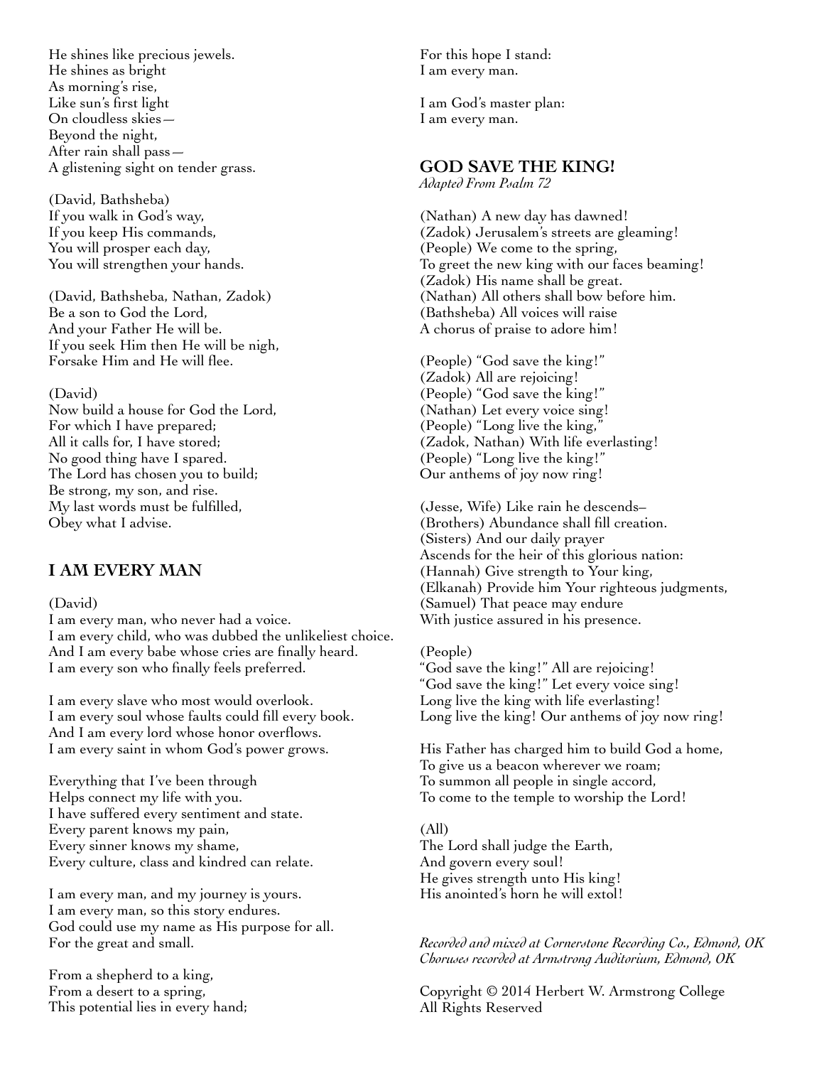He shines like precious jewels.
He shines as bright
As morning's rise,
Like sun's first light
On cloudless skies—
Beyond the night,
After rain shall pass—
A glistening sight on tender grass.

(David, Bathsheba)
If you walk in God's way,
If you keep His commands,
You will prosper each day,
You will strengthen your hands.

(David, Bathsheba, Nathan, Zadok)
Be a son to God the Lord,
And your Father He will be.
If you seek Him then He will be nigh,
Forsake Him and He will flee.

(David)
Now build a house for God the Lord,
For which I have prepared;
All it calls for, I have stored;
No good thing have I spared.
The Lord has chosen you to build;
Be strong, my son, and rise.
My last words must be fulfilled,
Obey what I advise.

## I AM EVERY MAN

(David)
I am every man, who never had a voice.
I am every child, who was dubbed the unlikeliest choice.
And I am every babe whose cries are finally heard.
I am every son who finally feels preferred.

I am every slave who most would overlook.
I am every soul whose faults could fill every book.
And I am every lord whose honor overflows.
I am every saint in whom God's power grows.

Everything that I've been through
Helps connect my life with you.
I have suffered every sentiment and state.
Every parent knows my pain,
Every sinner knows my shame,
Every culture, class and kindred can relate.

I am every man, and my journey is yours.
I am every man, so this story endures.
God could use my name as His purpose for all.
For the great and small.

From a shepherd to a king,
From a desert to a spring,
This potential lies in every hand;
For this hope I stand:
I am every man.

I am God's master plan:
I am every man.

## GOD SAVE THE KING!

*Adapted From Psalm 72*

(Nathan) A new day has dawned!
(Zadok) Jerusalem's streets are gleaming!
(People) We come to the spring,
To greet the new king with our faces beaming!
(Zadok) His name shall be great.
(Nathan) All others shall bow before him.
(Bathsheba) All voices will raise
A chorus of praise to adore him!

(People) "God save the king!"
(Zadok) All are rejoicing!
(People) "God save the king!"
(Nathan) Let every voice sing!
(People) "Long live the king,"
(Zadok, Nathan) With life everlasting!
(People) "Long live the king!"
Our anthems of joy now ring!

(Jesse, Wife) Like rain he descends–
(Brothers) Abundance shall fill creation.
(Sisters) And our daily prayer
Ascends for the heir of this glorious nation:
(Hannah) Give strength to Your king,
(Elkanah) Provide him Your righteous judgments,
(Samuel) That peace may endure
With justice assured in his presence.

(People)
"God save the king!" All are rejoicing!
"God save the king!" Let every voice sing!
Long live the king with life everlasting!
Long live the king! Our anthems of joy now ring!

His Father has charged him to build God a home,
To give us a beacon wherever we roam;
To summon all people in single accord,
To come to the temple to worship the Lord!

(All)
The Lord shall judge the Earth,
And govern every soul!
He gives strength unto His king!
His anointed's horn he will extol!

*Recorded and mixed at Cornerstone Recording Co., Edmond, OK*
*Choruses recorded at Armstrong Auditorium, Edmond, OK*

Copyright © 2014 Herbert W. Armstrong College
All Rights Reserved